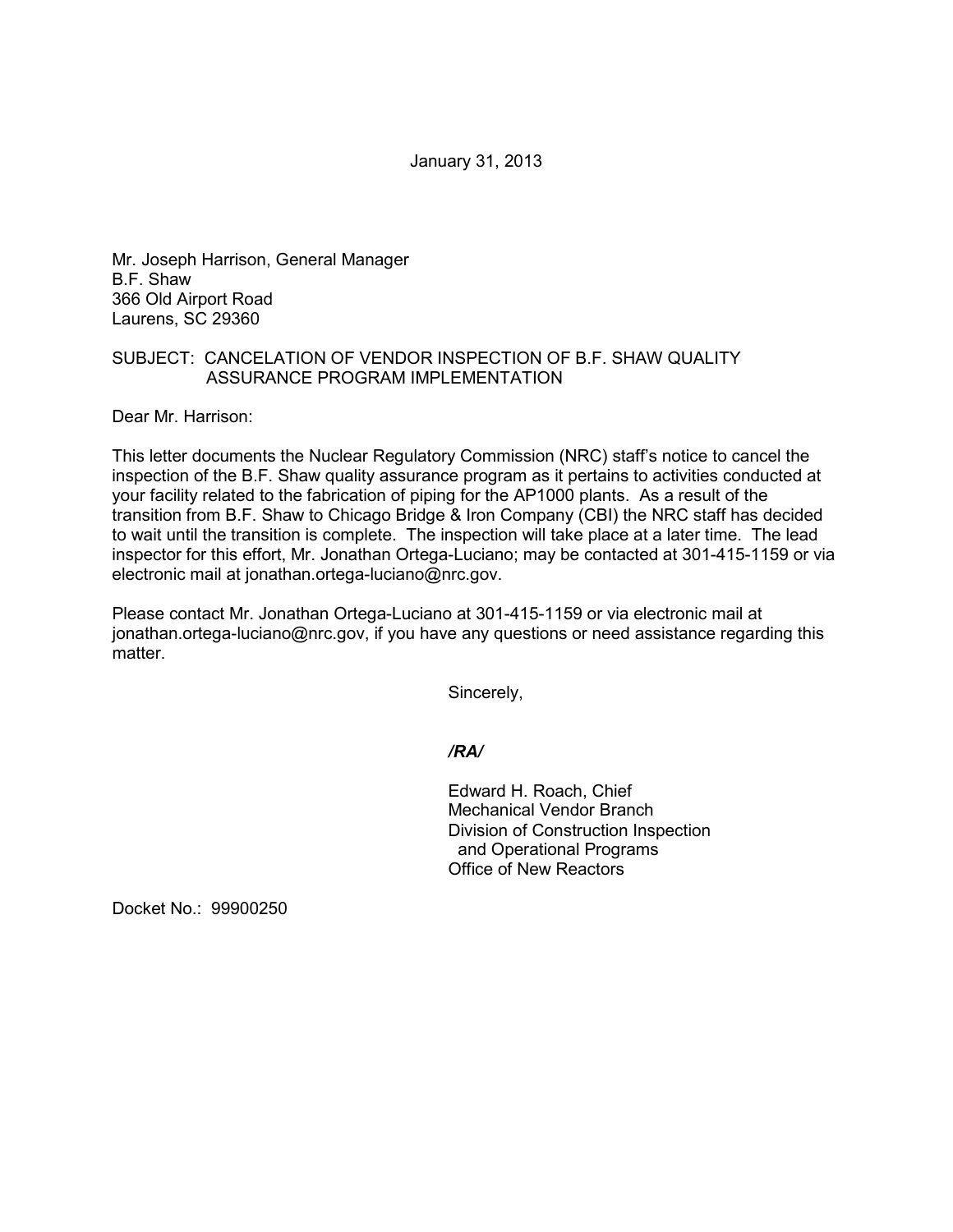January 31, 2013

Mr. Joseph Harrison, General Manager
B.F. Shaw
366 Old Airport Road
Laurens, SC 29360

SUBJECT: CANCELATION OF VENDOR INSPECTION OF B.F. SHAW QUALITY ASSURANCE PROGRAM IMPLEMENTATION

Dear Mr. Harrison:

This letter documents the Nuclear Regulatory Commission (NRC) staff's notice to cancel the inspection of the B.F. Shaw quality assurance program as it pertains to activities conducted at your facility related to the fabrication of piping for the AP1000 plants. As a result of the transition from B.F. Shaw to Chicago Bridge & Iron Company (CBI) the NRC staff has decided to wait until the transition is complete. The inspection will take place at a later time. The lead inspector for this effort, Mr. Jonathan Ortega-Luciano; may be contacted at 301-415-1159 or via electronic mail at jonathan.ortega-luciano@nrc.gov.

Please contact Mr. Jonathan Ortega-Luciano at 301-415-1159 or via electronic mail at jonathan.ortega-luciano@nrc.gov, if you have any questions or need assistance regarding this matter.

Sincerely,

*/RA/*

Edward H. Roach, Chief
Mechanical Vendor Branch
Division of Construction Inspection
and Operational Programs
Office of New Reactors

Docket No.: 99900250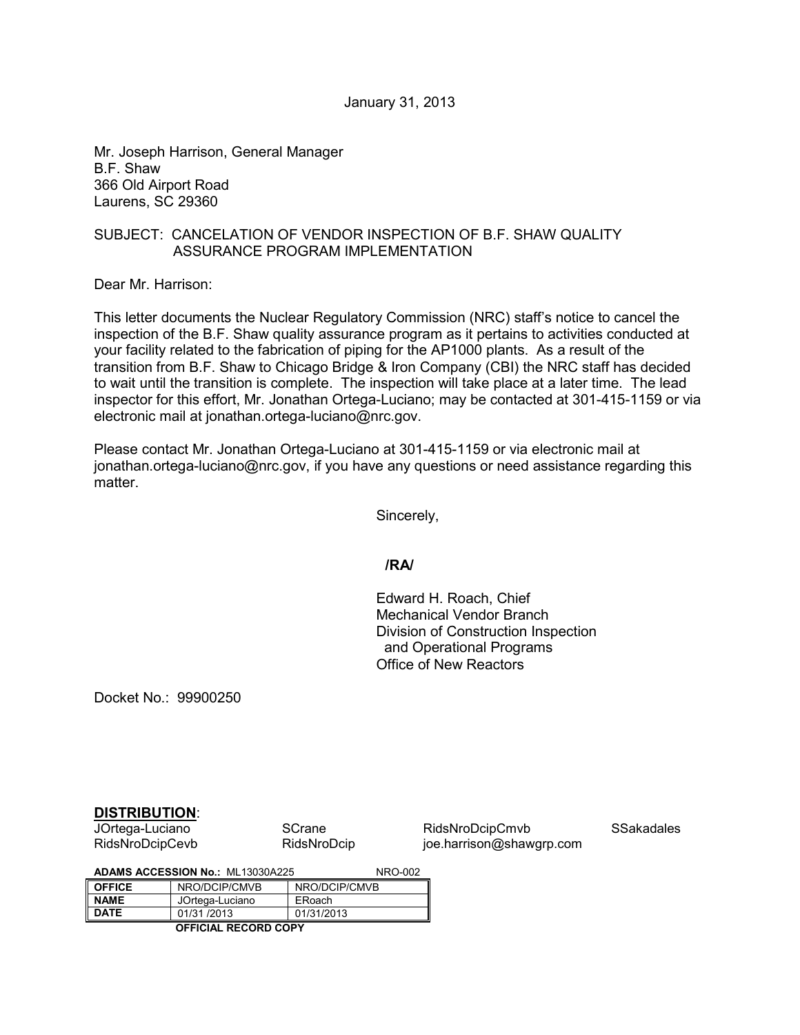January 31, 2013

Mr. Joseph Harrison, General Manager
B.F. Shaw
366 Old Airport Road
Laurens, SC 29360

SUBJECT: CANCELATION OF VENDOR INSPECTION OF B.F. SHAW QUALITY ASSURANCE PROGRAM IMPLEMENTATION

Dear Mr. Harrison:

This letter documents the Nuclear Regulatory Commission (NRC) staff's notice to cancel the inspection of the B.F. Shaw quality assurance program as it pertains to activities conducted at your facility related to the fabrication of piping for the AP1000 plants. As a result of the transition from B.F. Shaw to Chicago Bridge & Iron Company (CBI) the NRC staff has decided to wait until the transition is complete. The inspection will take place at a later time. The lead inspector for this effort, Mr. Jonathan Ortega-Luciano; may be contacted at 301-415-1159 or via electronic mail at jonathan.ortega-luciano@nrc.gov.

Please contact Mr. Jonathan Ortega-Luciano at 301-415-1159 or via electronic mail at jonathan.ortega-luciano@nrc.gov, if you have any questions or need assistance regarding this matter.

Sincerely,

**/RA/**

Edward H. Roach, Chief
Mechanical Vendor Branch
Division of Construction Inspection
and Operational Programs
Office of New Reactors

Docket No.: 99900250

**DISTRIBUTION**:

JOrtega-Luciano SCrane RidsNroDcipCmvb SSakadales
RidsNroDcipCevb RidsNroDcip joe.harrison@shawgrp.com

**ADAMS ACCESSION No.:** ML13030A225 NRO-002

| | | |
|---|---|---|
| **OFFICE** | NRO/DCIP/CMVB | NRO/DCIP/CMVB |
| **NAME** | JOrtega-Luciano | ERoach |
| **DATE** | 01/31 /2013 | 01/31/2013 |

**OFFICIAL RECORD COPY**